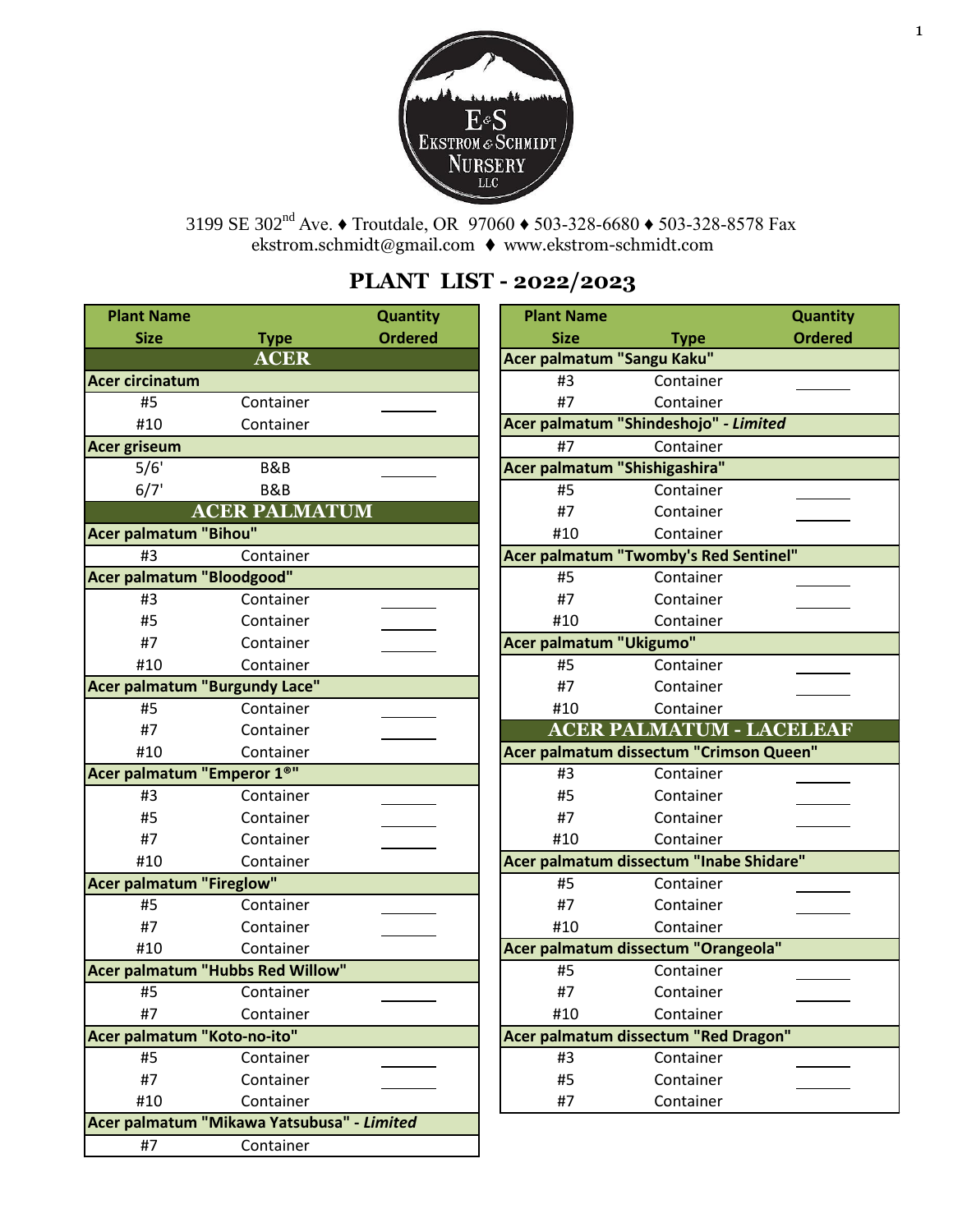E&S Ekstrom & Schmidt Nursery LLC

3199 SE 302nd Ave. ♦ Troutdale, OR 97060 ♦ 503-328-6680 ♦ 503-328-8578 Fax
ekstrom.schmidt@gmail.com ♦ www.ekstrom-schmidt.com

# PLANT LIST - 2022/2023

| Plant Name / Size | Type | Quantity Ordered |
|---|---|---|
| **ACER** | | |
| **Acer circinatum** | | |
| #5 | Container | ______ |
| #10 | Container | |
| **Acer griseum** | | |
| 5/6' | B&B | ______ |
| 6/7' | B&B | |
| **ACER PALMATUM** | | |
| **Acer palmatum "Bihou"** | | |
| #3 | Container | |
| **Acer palmatum "Bloodgood"** | | |
| #3 | Container | ______ |
| #5 | Container | ______ |
| #7 | Container | ______ |
| #10 | Container | |
| **Acer palmatum "Burgundy Lace"** | | |
| #5 | Container | ______ |
| #7 | Container | ______ |
| #10 | Container | |
| **Acer palmatum "Emperor 1®"** | | |
| #3 | Container | ______ |
| #5 | Container | ______ |
| #7 | Container | ______ |
| #10 | Container | |
| **Acer palmatum "Fireglow"** | | |
| #5 | Container | ______ |
| #7 | Container | ______ |
| #10 | Container | |
| **Acer palmatum "Hubbs Red Willow"** | | |
| #5 | Container | ______ |
| #7 | Container | |
| **Acer palmatum "Koto-no-ito"** | | |
| #5 | Container | ______ |
| #7 | Container | ______ |
| #10 | Container | |
| **Acer palmatum "Mikawa Yatsubusa" - *Limited*** | | |
| #7 | Container | |
| **Acer palmatum "Sangu Kaku"** | | |
| #3 | Container | ______ |
| #7 | Container | |
| **Acer palmatum "Shindeshojo" - *Limited*** | | |
| #7 | Container | |
| **Acer palmatum "Shishigashira"** | | |
| #5 | Container | ______ |
| #7 | Container | ______ |
| #10 | Container | |
| **Acer palmatum "Twomby's Red Sentinel"** | | |
| #5 | Container | ______ |
| #7 | Container | ______ |
| #10 | Container | |
| **Acer palmatum "Ukigumo"** | | |
| #5 | Container | ______ |
| #7 | Container | ______ |
| #10 | Container | |
| **ACER PALMATUM - LACELEAF** | | |
| **Acer palmatum dissectum "Crimson Queen"** | | |
| #3 | Container | ______ |
| #5 | Container | ______ |
| #7 | Container | ______ |
| #10 | Container | |
| **Acer palmatum dissectum "Inabe Shidare"** | | |
| #5 | Container | ______ |
| #7 | Container | ______ |
| #10 | Container | |
| **Acer palmatum dissectum "Orangeola"** | | |
| #5 | Container | ______ |
| #7 | Container | ______ |
| #10 | Container | |
| **Acer palmatum dissectum "Red Dragon"** | | |
| #3 | Container | ______ |
| #5 | Container | ______ |
| #7 | Container | |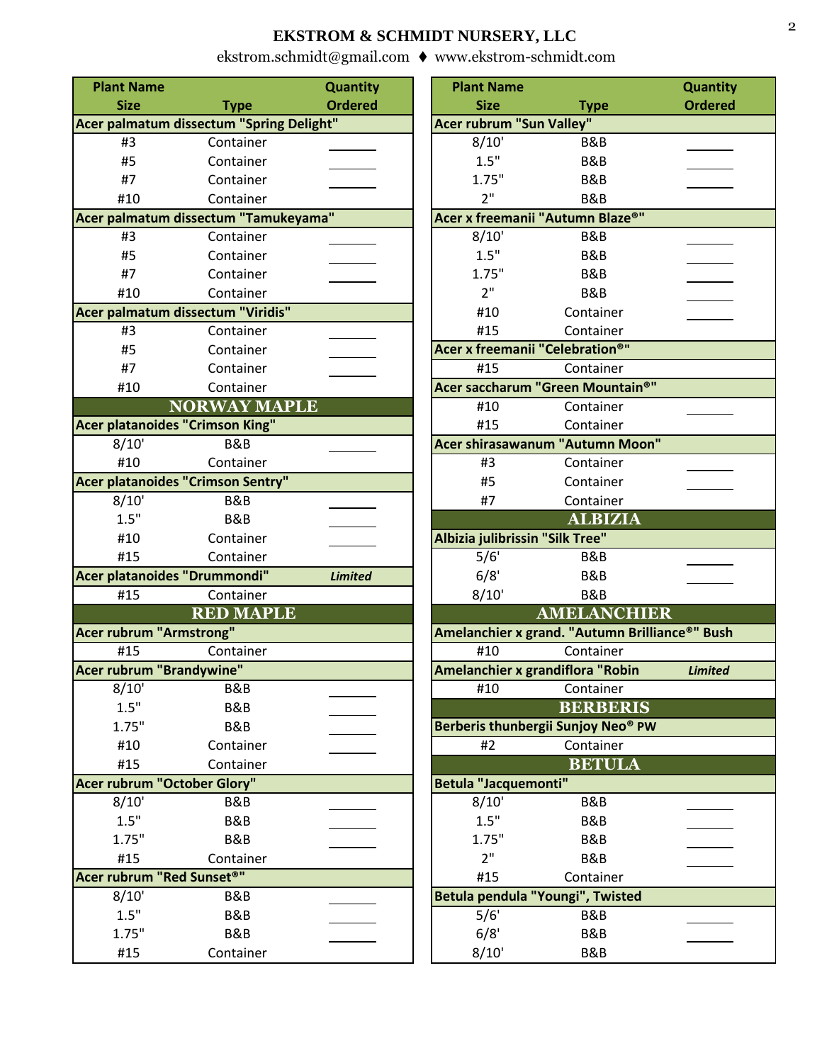## EKSTROM & SCHMIDT NURSERY, LLC

ekstrom.schmidt@gmail.com ♦ www.ekstrom-schmidt.com

| Plant Name Size | Type | Quantity Ordered |
|---|---|---|
| **Acer palmatum dissectum "Spring Delight"** | | |
| #3 | Container | ______ |
| #5 | Container | ______ |
| #7 | Container | ______ |
| #10 | Container | |
| **Acer palmatum dissectum "Tamukeyama"** | | |
| #3 | Container | ______ |
| #5 | Container | ______ |
| #7 | Container | ______ |
| #10 | Container | |
| **Acer palmatum dissectum "Viridis"** | | |
| #3 | Container | ______ |
| #5 | Container | ______ |
| #7 | Container | ______ |
| #10 | Container | |
| **NORWAY MAPLE** | | |
| **Acer platanoides "Crimson King"** | | |
| 8/10' | B&B | ______ |
| #10 | Container | |
| **Acer platanoides "Crimson Sentry"** | | |
| 8/10' | B&B | ______ |
| 1.5" | B&B | ______ |
| #10 | Container | ______ |
| #15 | Container | |
| **Acer platanoides "Drummondi"** | | *Limited* |
| #15 | Container | |
| **RED MAPLE** | | |
| **Acer rubrum "Armstrong"** | | |
| #15 | Container | |
| **Acer rubrum "Brandywine"** | | |
| 8/10' | B&B | ______ |
| 1.5" | B&B | ______ |
| 1.75" | B&B | ______ |
| #10 | Container | ______ |
| #15 | Container | |
| **Acer rubrum "October Glory"** | | |
| 8/10' | B&B | ______ |
| 1.5" | B&B | ______ |
| 1.75" | B&B | ______ |
| #15 | Container | |
| **Acer rubrum "Red Sunset®"** | | |
| 8/10' | B&B | ______ |
| 1.5" | B&B | ______ |
| 1.75" | B&B | ______ |
| #15 | Container | |
| **Acer rubrum "Sun Valley"** | | |
| 8/10' | B&B | ______ |
| 1.5" | B&B | ______ |
| 1.75" | B&B | ______ |
| 2" | B&B | |
| **Acer x freemanii "Autumn Blaze®"** | | |
| 8/10' | B&B | ______ |
| 1.5" | B&B | ______ |
| 1.75" | B&B | ______ |
| 2" | B&B | ______ |
| #10 | Container | ______ |
| #15 | Container | |
| **Acer x freemanii "Celebration®"** | | |
| #15 | Container | |
| **Acer saccharum "Green Mountain®"** | | |
| #10 | Container | ______ |
| #15 | Container | |
| **Acer shirasawanum "Autumn Moon"** | | |
| #3 | Container | ______ |
| #5 | Container | ______ |
| #7 | Container | |
| **ALBIZIA** | | |
| **Albizia julibrissin "Silk Tree"** | | |
| 5/6' | B&B | ______ |
| 6/8' | B&B | ______ |
| 8/10' | B&B | |
| **AMELANCHIER** | | |
| **Amelanchier x grand. "Autumn Brilliance®" Bush** | | |
| #10 | Container | |
| **Amelanchier x grandiflora "Robin** | | *Limited* |
| #10 | Container | |
| **BERBERIS** | | |
| **Berberis thunbergii Sunjoy Neo® PW** | | |
| #2 | Container | |
| **BETULA** | | |
| **Betula "Jacquemonti"** | | |
| 8/10' | B&B | ______ |
| 1.5" | B&B | ______ |
| 1.75" | B&B | ______ |
| 2" | B&B | ______ |
| #15 | Container | |
| **Betula pendula "Youngi", Twisted** | | |
| 5/6' | B&B | ______ |
| 6/8' | B&B | ______ |
| 8/10' | B&B | |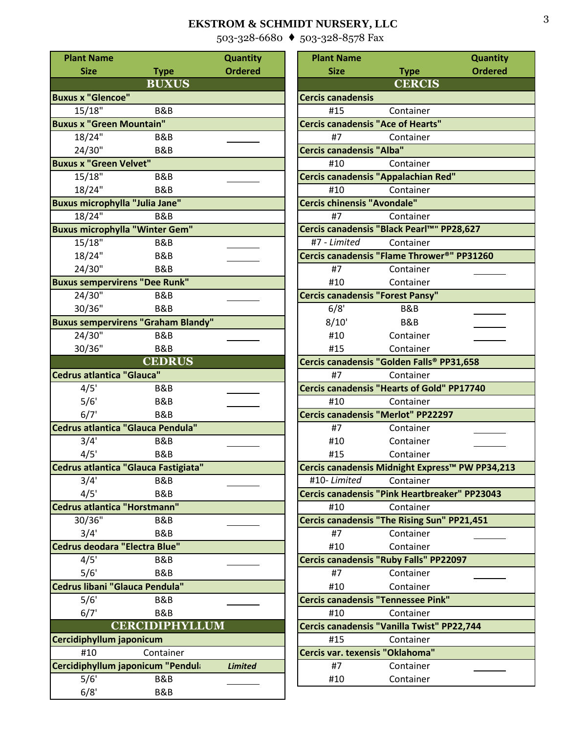## EKSTROM & SCHMIDT NURSERY, LLC

503-328-6680 ♦ 503-328-8578 Fax

| Plant Name Size | Type | Quantity Ordered |
|---|---|---|
| **BUXUS** | | |
| **Buxus x "Glencoe"** | | |
| 15/18" | B&B | |
| **Buxus x "Green Mountain"** | | |
| 18/24" | B&B | |
| 24/30" | B&B | ______ |
| **Buxus x "Green Velvet"** | | |
| 15/18" | B&B | ______ |
| 18/24" | B&B | |
| **Buxus microphylla "Julia Jane"** | | |
| 18/24" | B&B | |
| **Buxus microphylla "Winter Gem"** | | |
| 15/18" | B&B | ______ |
| 18/24" | B&B | ______ |
| 24/30" | B&B | |
| **Buxus sempervirens "Dee Runk"** | | |
| 24/30" | B&B | ______ |
| 30/36" | B&B | |
| **Buxus sempervirens "Graham Blandy"** | | |
| 24/30" | B&B | ______ |
| 30/36" | B&B | |
| **CEDRUS** | | |
| **Cedrus atlantica "Glauca"** | | |
| 4/5' | B&B | ______ |
| 5/6' | B&B | ______ |
| 6/7' | B&B | |
| **Cedrus atlantica "Glauca Pendula"** | | |
| 3/4' | B&B | ______ |
| 4/5' | B&B | |
| **Cedrus atlantica "Glauca Fastigiata"** | | |
| 3/4' | B&B | ______ |
| 4/5' | B&B | |
| **Cedrus atlantica "Horstmann"** | | |
| 30/36" | B&B | ______ |
| 3/4' | B&B | |
| **Cedrus deodara "Electra Blue"** | | |
| 4/5' | B&B | ______ |
| 5/6' | B&B | |
| **Cedrus libani "Glauca Pendula"** | | |
| 5/6' | B&B | ______ |
| 6/7' | B&B | |
| **CERCIDIPHYLLUM** | | |
| **Cercidiphyllum japonicum** | | |
| #10 | Container | |
| **Cercidiphyllum japonicum "Pendula** | | *Limited* |
| 5/6' | B&B | ______ |
| 6/8' | B&B | |

| Plant Name Size | Type | Quantity Ordered |
|---|---|---|
| **CERCIS** | | |
| **Cercis canadensis** | | |
| #15 | Container | |
| **Cercis canadensis "Ace of Hearts"** | | |
| #7 | Container | |
| **Cercis canadensis "Alba"** | | |
| #10 | Container | |
| **Cercis canadensis "Appalachian Red"** | | |
| #10 | Container | |
| **Cercis chinensis "Avondale"** | | |
| #7 | Container | |
| **Cercis canadensis "Black Pearl™" PP28,627** | | |
| #7 - *Limited* | Container | |
| **Cercis canadensis "Flame Thrower®" PP31260** | | |
| #7 | Container | ______ |
| #10 | Container | |
| **Cercis canadensis "Forest Pansy"** | | |
| 6/8' | B&B | ______ |
| 8/10' | B&B | ______ |
| #10 | Container | ______ |
| #15 | Container | |
| **Cercis canadensis "Golden Falls® PP31,658** | | |
| #7 | Container | |
| **Cercis canadensis "Hearts of Gold" PP17740** | | |
| #10 | Container | |
| **Cercis canadensis "Merlot" PP22297** | | |
| #7 | Container | ______ |
| #10 | Container | ______ |
| #15 | Container | |
| **Cercis canadensis Midnight Express™ PW PP34,213** | | |
| #10- *Limited* | Container | |
| **Cercis canadensis "Pink Heartbreaker" PP23043** | | |
| #10 | Container | |
| **Cercis canadensis "The Rising Sun" PP21,451** | | |
| #7 | Container | ______ |
| #10 | Container | |
| **Cercis canadensis "Ruby Falls" PP22097** | | |
| #7 | Container | ______ |
| #10 | Container | |
| **Cercis canadensis "Tennessee Pink"** | | |
| #10 | Container | |
| **Cercis canadensis "Vanilla Twist" PP22,744** | | |
| #15 | Container | |
| **Cercis var. texensis "Oklahoma"** | | |
| #7 | Container | ______ |
| #10 | Container | |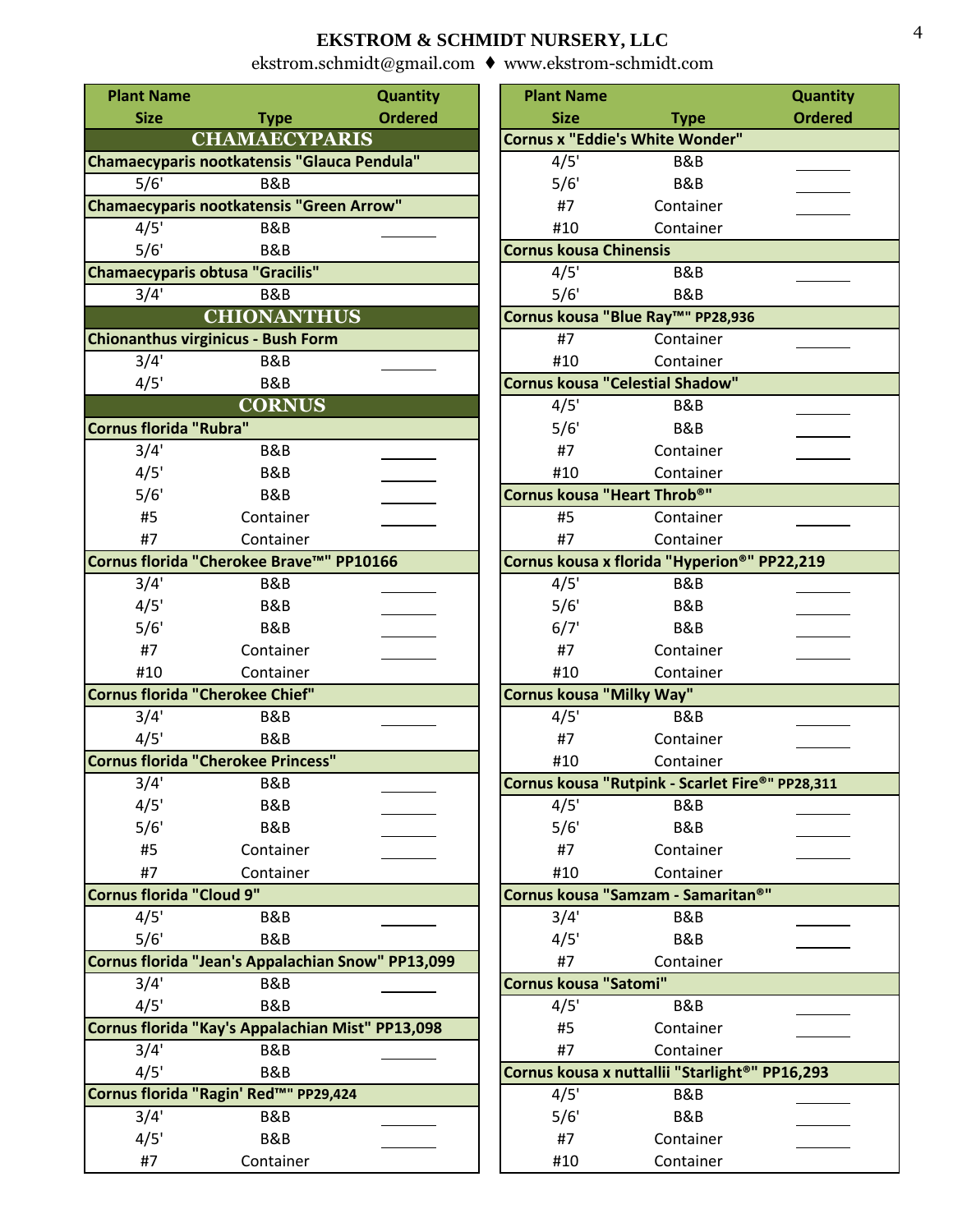# EKSTROM & SCHMIDT NURSERY, LLC

ekstrom.schmidt@gmail.com ♦ www.ekstrom-schmidt.com

| Plant Name Size | Type | Quantity Ordered |
|---|---|---|
| **CHAMAECYPARIS** | | |
| **Chamaecyparis nootkatensis "Glauca Pendula"** | | |
| 5/6' | B&B | |
| **Chamaecyparis nootkatensis "Green Arrow"** | | |
| 4/5' | B&B | ______ |
| 5/6' | B&B | |
| **Chamaecyparis obtusa "Gracilis"** | | |
| 3/4' | B&B | |
| **CHIONANTHUS** | | |
| **Chionanthus virginicus - Bush Form** | | |
| 3/4' | B&B | ______ |
| 4/5' | B&B | |
| **CORNUS** | | |
| **Cornus florida "Rubra"** | | |
| 3/4' | B&B | ______ |
| 4/5' | B&B | ______ |
| 5/6' | B&B | ______ |
| #5 | Container | ______ |
| #7 | Container | |
| **Cornus florida "Cherokee Brave™" PP10166** | | |
| 3/4' | B&B | ______ |
| 4/5' | B&B | ______ |
| 5/6' | B&B | ______ |
| #7 | Container | ______ |
| #10 | Container | |
| **Cornus florida "Cherokee Chief"** | | |
| 3/4' | B&B | ______ |
| 4/5' | B&B | |
| **Cornus florida "Cherokee Princess"** | | |
| 3/4' | B&B | ______ |
| 4/5' | B&B | ______ |
| 5/6' | B&B | ______ |
| #5 | Container | ______ |
| #7 | Container | |
| **Cornus florida "Cloud 9"** | | |
| 4/5' | B&B | ______ |
| 5/6' | B&B | |
| **Cornus florida "Jean's Appalachian Snow" PP13,099** | | |
| 3/4' | B&B | ______ |
| 4/5' | B&B | |
| **Cornus florida "Kay's Appalachian Mist" PP13,098** | | |
| 3/4' | B&B | ______ |
| 4/5' | B&B | |
| **Cornus florida "Ragin' Red™" PP29,424** | | |
| 3/4' | B&B | ______ |
| 4/5' | B&B | ______ |
| #7 | Container | |
| **Cornus x "Eddie's White Wonder"** | | |
| 4/5' | B&B | ______ |
| 5/6' | B&B | ______ |
| #7 | Container | ______ |
| #10 | Container | |
| **Cornus kousa Chinensis** | | |
| 4/5' | B&B | ______ |
| 5/6' | B&B | |
| **Cornus kousa "Blue Ray™" PP28,936** | | |
| #7 | Container | ______ |
| #10 | Container | |
| **Cornus kousa "Celestial Shadow"** | | |
| 4/5' | B&B | ______ |
| 5/6' | B&B | ______ |
| #7 | Container | ______ |
| #10 | Container | |
| **Cornus kousa "Heart Throb®"** | | |
| #5 | Container | ______ |
| #7 | Container | |
| **Cornus kousa x florida "Hyperion®" PP22,219** | | |
| 4/5' | B&B | ______ |
| 5/6' | B&B | ______ |
| 6/7' | B&B | ______ |
| #7 | Container | ______ |
| #10 | Container | |
| **Cornus kousa "Milky Way"** | | |
| 4/5' | B&B | ______ |
| #7 | Container | ______ |
| #10 | Container | |
| **Cornus kousa "Rutpink - Scarlet Fire®" PP28,311** | | |
| 4/5' | B&B | ______ |
| 5/6' | B&B | ______ |
| #7 | Container | ______ |
| #10 | Container | |
| **Cornus kousa "Samzam - Samaritan®"** | | |
| 3/4' | B&B | ______ |
| 4/5' | B&B | ______ |
| #7 | Container | |
| **Cornus kousa "Satomi"** | | |
| 4/5' | B&B | ______ |
| #5 | Container | ______ |
| #7 | Container | |
| **Cornus kousa x nuttallii "Starlight®" PP16,293** | | |
| 4/5' | B&B | ______ |
| 5/6' | B&B | ______ |
| #7 | Container | ______ |
| #10 | Container | |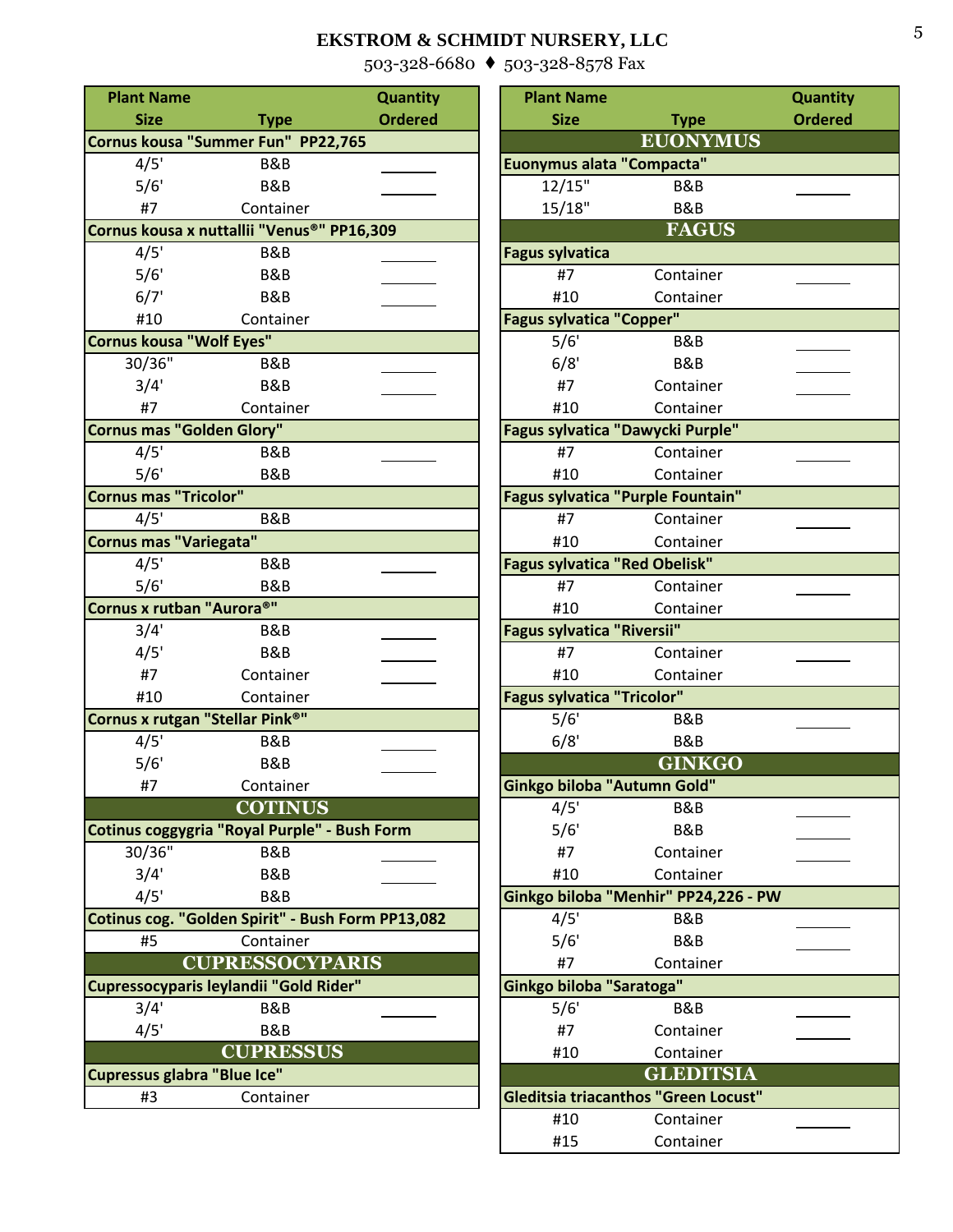## EKSTROM & SCHMIDT NURSERY, LLC

503-328-6680 ♦ 503-328-8578 Fax

| Plant Name Size | Type | Quantity Ordered |
|---|---|---|
| **Cornus kousa "Summer Fun" PP22,765** | | |
| 4/5' | B&B | ______ |
| 5/6' | B&B | ______ |
| #7 | Container | |
| **Cornus kousa x nuttallii "Venus®" PP16,309** | | |
| 4/5' | B&B | ______ |
| 5/6' | B&B | ______ |
| 6/7' | B&B | ______ |
| #10 | Container | |
| **Cornus kousa "Wolf Eyes"** | | |
| 30/36" | B&B | ______ |
| 3/4' | B&B | ______ |
| #7 | Container | |
| **Cornus mas "Golden Glory"** | | |
| 4/5' | B&B | ______ |
| 5/6' | B&B | |
| **Cornus mas "Tricolor"** | | |
| 4/5' | B&B | |
| **Cornus mas "Variegata"** | | |
| 4/5' | B&B | ______ |
| 5/6' | B&B | |
| **Cornus x rutban "Aurora®"** | | |
| 3/4' | B&B | ______ |
| 4/5' | B&B | ______ |
| #7 | Container | ______ |
| #10 | Container | |
| **Cornus x rutgan "Stellar Pink®"** | | |
| 4/5' | B&B | ______ |
| 5/6' | B&B | ______ |
| #7 | Container | |
| **COTINUS** | | |
| **Cotinus coggygria "Royal Purple" - Bush Form** | | |
| 30/36" | B&B | ______ |
| 3/4' | B&B | ______ |
| 4/5' | B&B | |
| **Cotinus cog. "Golden Spirit" - Bush Form PP13,082** | | |
| #5 | Container | |
| **CUPRESSOCYPARIS** | | |
| **Cupressocyparis leylandii "Gold Rider"** | | |
| 3/4' | B&B | ______ |
| 4/5' | B&B | |
| **CUPRESSUS** | | |
| **Cupressus glabra "Blue Ice"** | | |
| #3 | Container | |

| Plant Name Size | Type | Quantity Ordered |
|---|---|---|
| **EUONYMUS** | | |
| **Euonymus alata "Compacta"** | | |
| 12/15" | B&B | ______ |
| 15/18" | B&B | |
| **FAGUS** | | |
| **Fagus sylvatica** | | |
| #7 | Container | ______ |
| #10 | Container | |
| **Fagus sylvatica "Copper"** | | |
| 5/6' | B&B | ______ |
| 6/8' | B&B | ______ |
| #7 | Container | ______ |
| #10 | Container | |
| **Fagus sylvatica "Dawycki Purple"** | | |
| #7 | Container | ______ |
| #10 | Container | |
| **Fagus sylvatica "Purple Fountain"** | | |
| #7 | Container | ______ |
| #10 | Container | |
| **Fagus sylvatica "Red Obelisk"** | | |
| #7 | Container | ______ |
| #10 | Container | |
| **Fagus sylvatica "Riversii"** | | |
| #7 | Container | ______ |
| #10 | Container | |
| **Fagus sylvatica "Tricolor"** | | |
| 5/6' | B&B | ______ |
| 6/8' | B&B | |
| **GINKGO** | | |
| **Ginkgo biloba "Autumn Gold"** | | |
| 4/5' | B&B | ______ |
| 5/6' | B&B | ______ |
| #7 | Container | ______ |
| #10 | Container | |
| **Ginkgo biloba "Menhir" PP24,226 - PW** | | |
| 4/5' | B&B | ______ |
| 5/6' | B&B | ______ |
| #7 | Container | |
| **Ginkgo biloba "Saratoga"** | | |
| 5/6' | B&B | ______ |
| #7 | Container | ______ |
| #10 | Container | |
| **GLEDITSIA** | | |
| **Gleditsia triacanthos "Green Locust"** | | |
| #10 | Container | ______ |
| #15 | Container | |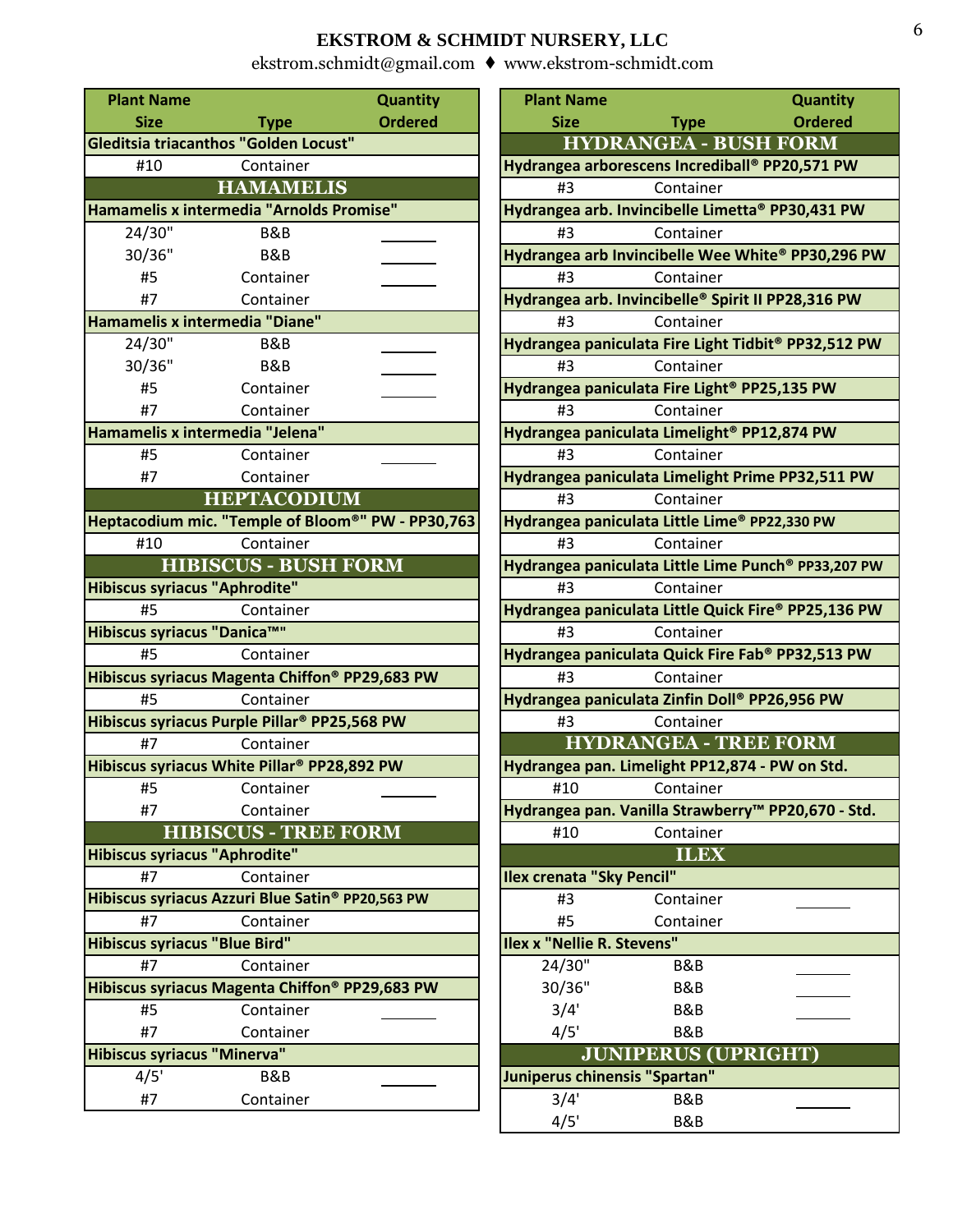## EKSTROM & SCHMIDT NURSERY, LLC

ekstrom.schmidt@gmail.com ♦ www.ekstrom-schmidt.com

| Plant Name Size | Type | Quantity Ordered |
|---|---|---|
| **Gleditsia triacanthos "Golden Locust"** | | |
| #10 | Container | |
| **HAMAMELIS** | | |
| **Hamamelis x intermedia "Arnolds Promise"** | | |
| 24/30" | B&B | _______ |
| 30/36" | B&B | _______ |
| #5 | Container | _______ |
| #7 | Container | |
| **Hamamelis x intermedia "Diane"** | | |
| 24/30" | B&B | _______ |
| 30/36" | B&B | _______ |
| #5 | Container | _______ |
| #7 | Container | |
| **Hamamelis x intermedia "Jelena"** | | |
| #5 | Container | _______ |
| #7 | Container | |
| **HEPTACODIUM** | | |
| **Heptacodium mic. "Temple of Bloom®" PW - PP30,763** | | |
| #10 | Container | |
| **HIBISCUS - BUSH FORM** | | |
| **Hibiscus syriacus "Aphrodite"** | | |
| #5 | Container | |
| **Hibiscus syriacus "Danica™"** | | |
| #5 | Container | |
| **Hibiscus syriacus Magenta Chiffon® PP29,683 PW** | | |
| #5 | Container | |
| **Hibiscus syriacus Purple Pillar® PP25,568 PW** | | |
| #7 | Container | |
| **Hibiscus syriacus White Pillar® PP28,892 PW** | | |
| #5 | Container | _______ |
| #7 | Container | |
| **HIBISCUS - TREE FORM** | | |
| **Hibiscus syriacus "Aphrodite"** | | |
| #7 | Container | |
| **Hibiscus syriacus Azzuri Blue Satin® PP20,563 PW** | | |
| #7 | Container | |
| **Hibiscus syriacus "Blue Bird"** | | |
| #7 | Container | |
| **Hibiscus syriacus Magenta Chiffon® PP29,683 PW** | | |
| #5 | Container | _______ |
| #7 | Container | |
| **Hibiscus syriacus "Minerva"** | | |
| 4/5' | B&B | _______ |
| #7 | Container | |

| Plant Name Size | Type | Quantity Ordered |
|---|---|---|
| **HYDRANGEA - BUSH FORM** | | |
| **Hydrangea arborescens Incrediball® PP20,571 PW** | | |
| #3 | Container | |
| **Hydrangea arb. Invincibelle Limetta® PP30,431 PW** | | |
| #3 | Container | |
| **Hydrangea arb Invincibelle Wee White® PP30,296 PW** | | |
| #3 | Container | |
| **Hydrangea arb. Invincibelle® Spirit II PP28,316 PW** | | |
| #3 | Container | |
| **Hydrangea paniculata Fire Light Tidbit® PP32,512 PW** | | |
| #3 | Container | |
| **Hydrangea paniculata Fire Light® PP25,135 PW** | | |
| #3 | Container | |
| **Hydrangea paniculata Limelight® PP12,874 PW** | | |
| #3 | Container | |
| **Hydrangea paniculata Limelight Prime PP32,511 PW** | | |
| #3 | Container | |
| **Hydrangea paniculata Little Lime® PP22,330 PW** | | |
| #3 | Container | |
| **Hydrangea paniculata Little Lime Punch® PP33,207 PW** | | |
| #3 | Container | |
| **Hydrangea paniculata Little Quick Fire® PP25,136 PW** | | |
| #3 | Container | |
| **Hydrangea paniculata Quick Fire Fab® PP32,513 PW** | | |
| #3 | Container | |
| **Hydrangea paniculata Zinfin Doll® PP26,956 PW** | | |
| #3 | Container | |
| **HYDRANGEA - TREE FORM** | | |
| **Hydrangea pan. Limelight PP12,874 - PW on Std.** | | |
| #10 | Container | |
| **Hydrangea pan. Vanilla Strawberry™ PP20,670 - Std.** | | |
| #10 | Container | |
| **ILEX** | | |
| **Ilex crenata "Sky Pencil"** | | |
| #3 | Container | _______ |
| #5 | Container | |
| **Ilex x "Nellie R. Stevens"** | | |
| 24/30" | B&B | _______ |
| 30/36" | B&B | _______ |
| 3/4' | B&B | _______ |
| 4/5' | B&B | |
| **JUNIPERUS (UPRIGHT)** | | |
| **Juniperus chinensis "Spartan"** | | |
| 3/4' | B&B | _______ |
| 4/5' | B&B | |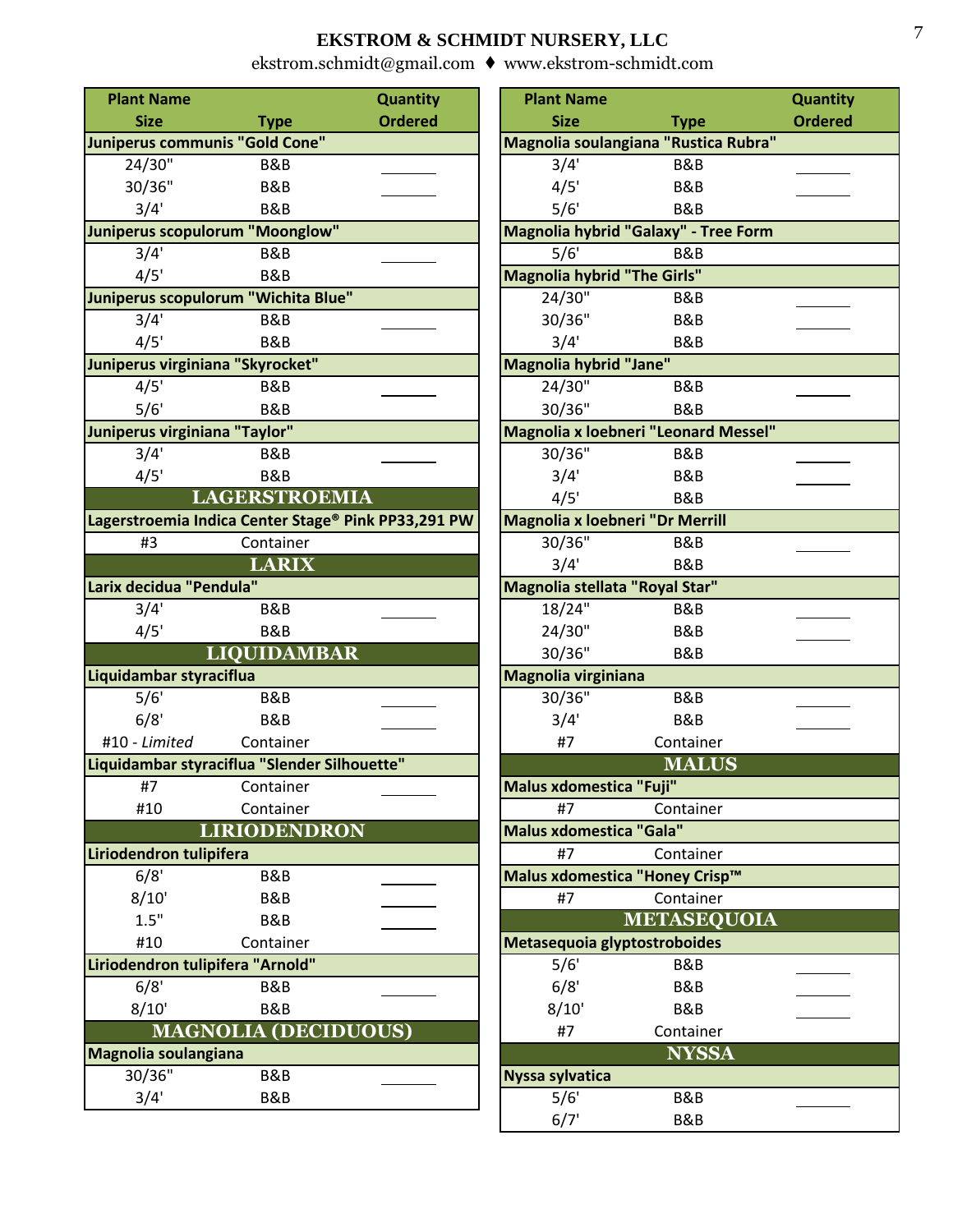**EKSTROM & SCHMIDT NURSERY, LLC**

ekstrom.schmidt@gmail.com ♦ www.ekstrom-schmidt.com

| Plant Name Size | Type | Quantity Ordered |
|---|---|---|
| **Juniperus communis "Gold Cone"** | | |
| 24/30" | B&B | ______ |
| 30/36" | B&B | ______ |
| 3/4' | B&B | |
| **Juniperus scopulorum "Moonglow"** | | |
| 3/4' | B&B | ______ |
| 4/5' | B&B | |
| **Juniperus scopulorum "Wichita Blue"** | | |
| 3/4' | B&B | ______ |
| 4/5' | B&B | |
| **Juniperus virginiana "Skyrocket"** | | |
| 4/5' | B&B | ______ |
| 5/6' | B&B | |
| **Juniperus virginiana "Taylor"** | | |
| 3/4' | B&B | ______ |
| 4/5' | B&B | |
| **LAGERSTROEMIA** | | |
| **Lagerstroemia Indica Center Stage® Pink PP33,291 PW** | | |
| #3 | Container | |
| **LARIX** | | |
| **Larix decidua "Pendula"** | | |
| 3/4' | B&B | ______ |
| 4/5' | B&B | |
| **LIQUIDAMBAR** | | |
| **Liquidambar styraciflua** | | |
| 5/6' | B&B | ______ |
| 6/8' | B&B | ______ |
| #10 - *Limited* | Container | |
| **Liquidambar styraciflua "Slender Silhouette"** | | |
| #7 | Container | ______ |
| #10 | Container | |
| **LIRIODENDRON** | | |
| **Liriodendron tulipifera** | | |
| 6/8' | B&B | ______ |
| 8/10' | B&B | ______ |
| 1.5" | B&B | ______ |
| #10 | Container | |
| **Liriodendron tulipifera "Arnold"** | | |
| 6/8' | B&B | ______ |
| 8/10' | B&B | |
| **MAGNOLIA (DECIDUOUS)** | | |
| **Magnolia soulangiana** | | |
| 30/36" | B&B | ______ |
| 3/4' | B&B | |

| Plant Name Size | Type | Quantity Ordered |
|---|---|---|
| **Magnolia soulangiana "Rustica Rubra"** | | |
| 3/4' | B&B | ______ |
| 4/5' | B&B | ______ |
| 5/6' | B&B | |
| **Magnolia hybrid "Galaxy" - Tree Form** | | |
| 5/6' | B&B | |
| **Magnolia hybrid "The Girls"** | | |
| 24/30" | B&B | ______ |
| 30/36" | B&B | ______ |
| 3/4' | B&B | |
| **Magnolia hybrid "Jane"** | | |
| 24/30" | B&B | ______ |
| 30/36" | B&B | |
| **Magnolia x loebneri "Leonard Messel"** | | |
| 30/36" | B&B | ______ |
| 3/4' | B&B | ______ |
| 4/5' | B&B | |
| **Magnolia x loebneri "Dr Merrill** | | |
| 30/36" | B&B | ______ |
| 3/4' | B&B | |
| **Magnolia stellata "Royal Star"** | | |
| 18/24" | B&B | ______ |
| 24/30" | B&B | ______ |
| 30/36" | B&B | |
| **Magnolia virginiana** | | |
| 30/36" | B&B | ______ |
| 3/4' | B&B | ______ |
| #7 | Container | |
| **MALUS** | | |
| **Malus xdomestica "Fuji"** | | |
| #7 | Container | |
| **Malus xdomestica "Gala"** | | |
| #7 | Container | |
| **Malus xdomestica "Honey Crisp™** | | |
| #7 | Container | |
| **METASEQUOIA** | | |
| **Metasequoia glyptostroboides** | | |
| 5/6' | B&B | ______ |
| 6/8' | B&B | ______ |
| 8/10' | B&B | ______ |
| #7 | Container | |
| **NYSSA** | | |
| **Nyssa sylvatica** | | |
| 5/6' | B&B | ______ |
| 6/7' | B&B | |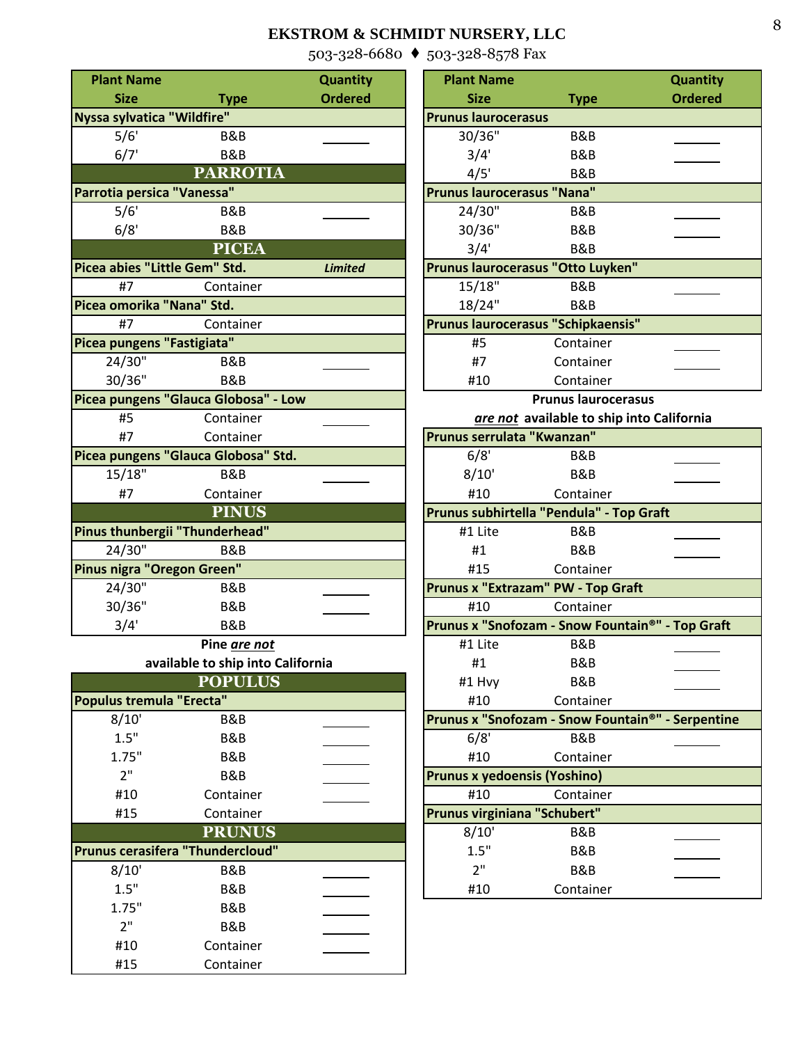# EKSTROM & SCHMIDT NURSERY, LLC

503-328-6680 ♦ 503-328-8578 Fax

| Plant Name Size | Type | Quantity Ordered |
|---|---|---|
| **Nyssa sylvatica "Wildfire"** | | |
| 5/6' | B&B | ______ |
| 6/7' | B&B | ______ |
| **PARROTIA** | | |
| **Parrotia persica "Vanessa"** | | |
| 5/6' | B&B | ______ |
| 6/8' | B&B | ______ |
| **PICEA** | | |
| **Picea abies "Little Gem" Std.** | | ***Limited*** |
| #7 | Container | |
| **Picea omorika "Nana" Std.** | | |
| #7 | Container | |
| **Picea pungens "Fastigiata"** | | |
| 24/30" | B&B | ______ |
| 30/36" | B&B | |
| **Picea pungens "Glauca Globosa" - Low** | | |
| #5 | Container | ______ |
| #7 | Container | |
| **Picea pungens "Glauca Globosa" Std.** | | |
| 15/18" | B&B | ______ |
| #7 | Container | |
| **PINUS** | | |
| **Pinus thunbergii "Thunderhead"** | | |
| 24/30" | B&B | |
| **Pinus nigra "Oregon Green"** | | |
| 24/30" | B&B | ______ |
| 30/36" | B&B | ______ |
| 3/4' | B&B | ______ |

**Pine *are not* available to ship into California**

| Plant Name Size | Type | Quantity Ordered |
|---|---|---|
| **POPULUS** | | |
| **Populus tremula "Erecta"** | | |
| 8/10' | B&B | ______ |
| 1.5" | B&B | ______ |
| 1.75" | B&B | ______ |
| 2" | B&B | ______ |
| #10 | Container | ______ |
| #15 | Container | |
| **PRUNUS** | | |
| **Prunus cerasifera "Thundercloud"** | | |
| 8/10' | B&B | ______ |
| 1.5" | B&B | ______ |
| 1.75" | B&B | ______ |
| 2" | B&B | ______ |
| #10 | Container | ______ |
| #15 | Container | |

| Plant Name Size | Type | Quantity Ordered |
|---|---|---|
| **Prunus laurocerasus** | | |
| 30/36" | B&B | ______ |
| 3/4' | B&B | ______ |
| 4/5' | B&B | |
| **Prunus laurocerasus "Nana"** | | |
| 24/30" | B&B | ______ |
| 30/36" | B&B | ______ |
| 3/4' | B&B | |
| **Prunus laurocerasus "Otto Luyken"** | | |
| 15/18" | B&B | ______ |
| 18/24" | B&B | |
| **Prunus laurocerasus "Schipkaensis"** | | |
| #5 | Container | ______ |
| #7 | Container | ______ |
| #10 | Container | |

**Prunus laurocerasus *are not* available to ship into California**

| Plant Name Size | Type | Quantity Ordered |
|---|---|---|
| **Prunus serrulata "Kwanzan"** | | |
| 6/8' | B&B | ______ |
| 8/10' | B&B | ______ |
| #10 | Container | |
| **Prunus subhirtella "Pendula" - Top Graft** | | |
| #1 Lite | B&B | ______ |
| #1 | B&B | ______ |
| #15 | Container | |
| **Prunus x "Extrazam" PW - Top Graft** | | |
| #10 | Container | |
| **Prunus x "Snofozam - Snow Fountain®" - Top Graft** | | |
| #1 Lite | B&B | ______ |
| #1 | B&B | ______ |
| #1 Hvy | B&B | ______ |
| #10 | Container | |
| **Prunus x "Snofozam - Snow Fountain®" - Serpentine** | | |
| 6/8' | B&B | ______ |
| #10 | Container | |
| **Prunus x yedoensis (Yoshino)** | | |
| #10 | Container | |
| **Prunus virginiana "Schubert"** | | |
| 8/10' | B&B | ______ |
| 1.5" | B&B | ______ |
| 2" | B&B | ______ |
| #10 | Container | |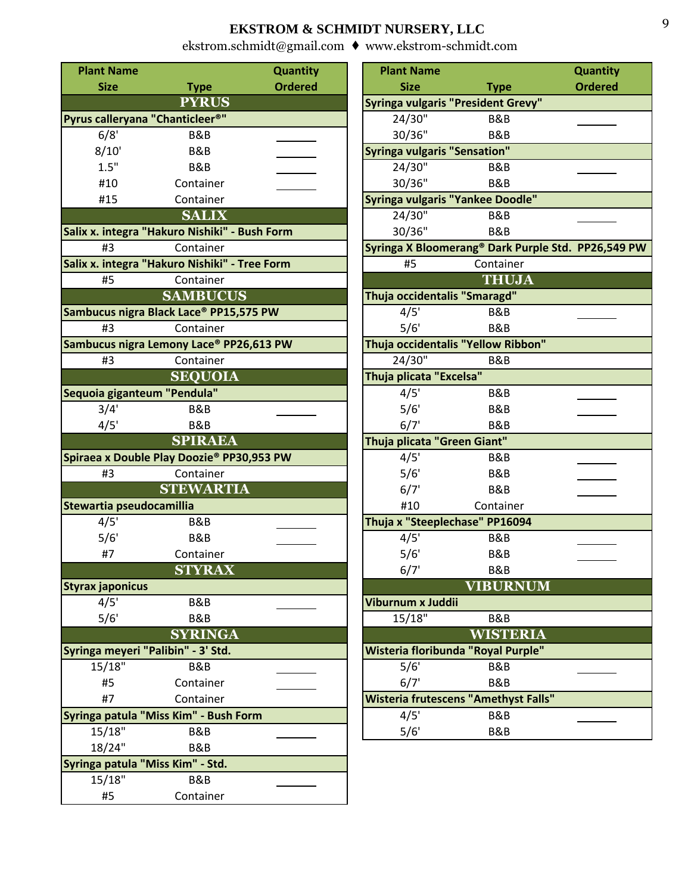# EKSTROM & SCHMIDT NURSERY, LLC

ekstrom.schmidt@gmail.com ♦ www.ekstrom-schmidt.com

| Plant Name / Size | Type | Quantity Ordered |
|---|---|---|
| **PYRUS** | | |
| **Pyrus calleryana "Chanticleer®"** | | |
| 6/8' | B&B | ______ |
| 8/10' | B&B | ______ |
| 1.5" | B&B | ______ |
| #10 | Container | ______ |
| #15 | Container | |
| **SALIX** | | |
| **Salix x. integra "Hakuro Nishiki" - Bush Form** | | |
| #3 | Container | |
| **Salix x. integra "Hakuro Nishiki" - Tree Form** | | |
| #5 | Container | |
| **SAMBUCUS** | | |
| **Sambucus nigra Black Lace® PP15,575 PW** | | |
| #3 | Container | |
| **Sambucus nigra Lemony Lace® PP26,613 PW** | | |
| #3 | Container | |
| **SEQUOIA** | | |
| **Sequoia giganteum "Pendula"** | | |
| 3/4' | B&B | ______ |
| 4/5' | B&B | |
| **SPIRAEA** | | |
| **Spiraea x Double Play Doozie® PP30,953 PW** | | |
| #3 | Container | |
| **STEWARTIA** | | |
| **Stewartia pseudocamillia** | | |
| 4/5' | B&B | ______ |
| 5/6' | B&B | ______ |
| #7 | Container | |
| **STYRAX** | | |
| **Styrax japonicus** | | |
| 4/5' | B&B | ______ |
| 5/6' | B&B | |
| **SYRINGA** | | |
| **Syringa meyeri "Palibin" - 3' Std.** | | |
| 15/18" | B&B | ______ |
| #5 | Container | ______ |
| #7 | Container | |
| **Syringa patula "Miss Kim" - Bush Form** | | |
| 15/18" | B&B | ______ |
| 18/24" | B&B | |
| **Syringa patula "Miss Kim" - Std.** | | |
| 15/18" | B&B | ______ |
| #5 | Container | |

| Plant Name / Size | Type | Quantity Ordered |
|---|---|---|
| **Syringa vulgaris "President Grevy"** | | |
| 24/30" | B&B | ______ |
| 30/36" | B&B | |
| **Syringa vulgaris "Sensation"** | | |
| 24/30" | B&B | ______ |
| 30/36" | B&B | |
| **Syringa vulgaris "Yankee Doodle"** | | |
| 24/30" | B&B | ______ |
| 30/36" | B&B | |
| **Syringa X Bloomerang® Dark Purple Std. PP26,549 PW** | | |
| #5 | Container | |
| **THUJA** | | |
| **Thuja occidentalis "Smaragd"** | | |
| 4/5' | B&B | ______ |
| 5/6' | B&B | |
| **Thuja occidentalis "Yellow Ribbon"** | | |
| 24/30" | B&B | |
| **Thuja plicata "Excelsa"** | | |
| 4/5' | B&B | ______ |
| 5/6' | B&B | ______ |
| 6/7' | B&B | |
| **Thuja plicata "Green Giant"** | | |
| 4/5' | B&B | ______ |
| 5/6' | B&B | ______ |
| 6/7' | B&B | ______ |
| #10 | Container | |
| **Thuja x "Steeplechase" PP16094** | | |
| 4/5' | B&B | ______ |
| 5/6' | B&B | ______ |
| 6/7' | B&B | |
| **VIBURNUM** | | |
| **Viburnum x Juddii** | | |
| 15/18" | B&B | |
| **WISTERIA** | | |
| **Wisteria floribunda "Royal Purple"** | | |
| 5/6' | B&B | ______ |
| 6/7' | B&B | |
| **Wisteria frutescens "Amethyst Falls"** | | |
| 4/5' | B&B | ______ |
| 5/6' | B&B | |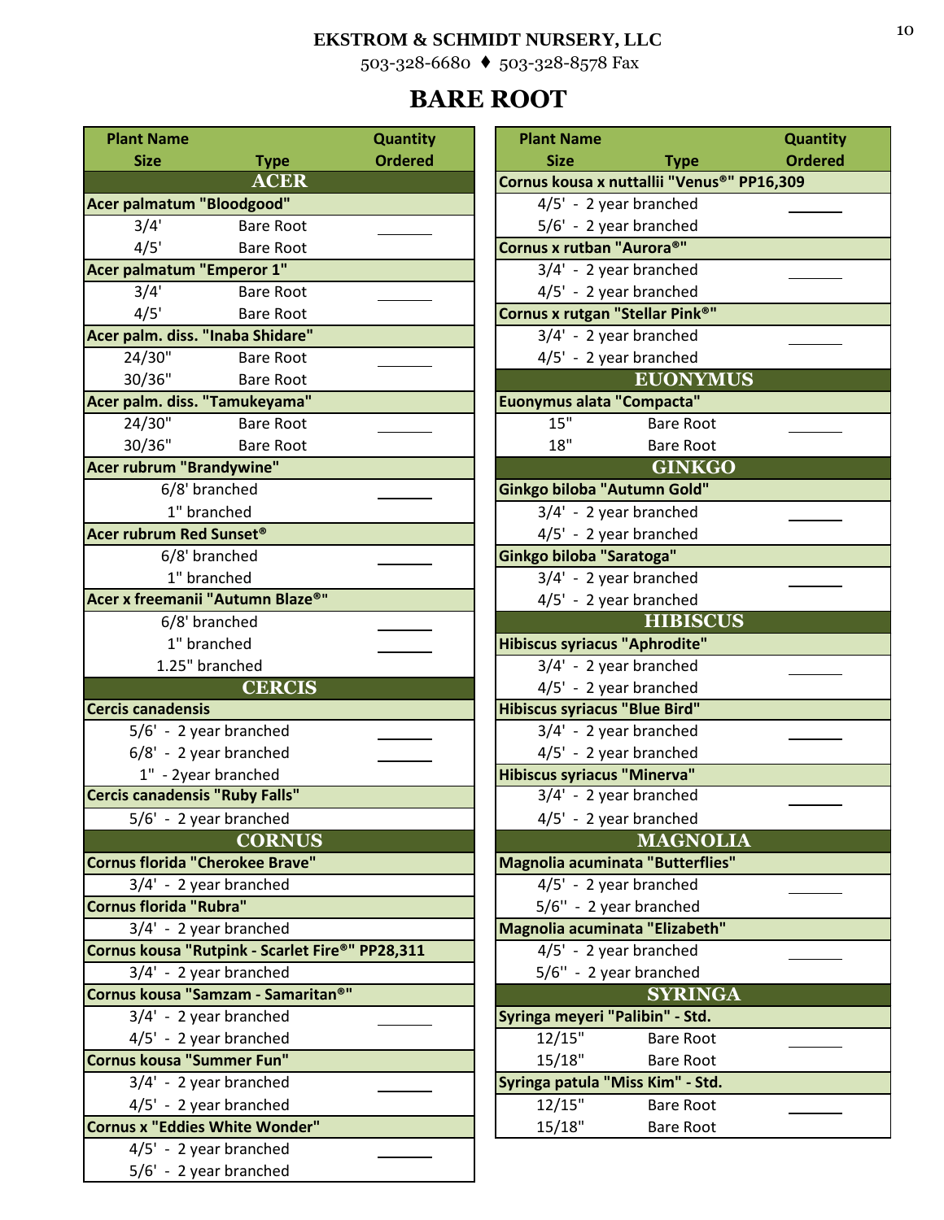**EKSTROM & SCHMIDT NURSERY, LLC**
503-328-6680 ♦ 503-328-8578 Fax

# BARE ROOT

| Plant Name Size | Type | Quantity Ordered |
|---|---|---|
| **ACER** | | |
| **Acer palmatum "Bloodgood"** | | |
| 3/4' | Bare Root | ______ |
| 4/5' | Bare Root | |
| **Acer palmatum "Emperor 1"** | | |
| 3/4' | Bare Root | ______ |
| 4/5' | Bare Root | |
| **Acer palm. diss. "Inaba Shidare"** | | |
| 24/30" | Bare Root | ______ |
| 30/36" | Bare Root | |
| **Acer palm. diss. "Tamukeyama"** | | |
| 24/30" | Bare Root | ______ |
| 30/36" | Bare Root | |
| **Acer rubrum "Brandywine"** | | |
| 6/8' branched | | ______ |
| 1" branched | | |
| **Acer rubrum Red Sunset®** | | |
| 6/8' branched | | ______ |
| 1" branched | | |
| **Acer x freemanii "Autumn Blaze®"** | | |
| 6/8' branched | | ______ |
| 1" branched | | ______ |
| 1.25" branched | | |
| **CERCIS** | | |
| **Cercis canadensis** | | |
| 5/6' - 2 year branched | | ______ |
| 6/8' - 2 year branched | | ______ |
| 1" - 2year branched | | |
| **Cercis canadensis "Ruby Falls"** | | |
| 5/6' - 2 year branched | | |
| **CORNUS** | | |
| **Cornus florida "Cherokee Brave"** | | |
| 3/4' - 2 year branched | | |
| **Cornus florida "Rubra"** | | |
| 3/4' - 2 year branched | | |
| **Cornus kousa "Rutpink - Scarlet Fire®" PP28,311** | | |
| 3/4' - 2 year branched | | |
| **Cornus kousa "Samzam - Samaritan®"** | | |
| 3/4' - 2 year branched | | ______ |
| 4/5' - 2 year branched | | |
| **Cornus kousa "Summer Fun"** | | |
| 3/4' - 2 year branched | | ______ |
| 4/5' - 2 year branched | | |
| **Cornus x "Eddies White Wonder"** | | |
| 4/5' - 2 year branched | | ______ |
| 5/6' - 2 year branched | | |

| Plant Name Size | Type | Quantity Ordered |
|---|---|---|
| **Cornus kousa x nuttallii "Venus®" PP16,309** | | |
| 4/5' - 2 year branched | | ______ |
| 5/6' - 2 year branched | | |
| **Cornus x rutban "Aurora®"** | | |
| 3/4' - 2 year branched | | ______ |
| 4/5' - 2 year branched | | |
| **Cornus x rutgan "Stellar Pink®"** | | |
| 3/4' - 2 year branched | | ______ |
| 4/5' - 2 year branched | | |
| **EUONYMUS** | | |
| **Euonymus alata "Compacta"** | | |
| 15" | Bare Root | ______ |
| 18" | Bare Root | |
| **GINKGO** | | |
| **Ginkgo biloba "Autumn Gold"** | | |
| 3/4' - 2 year branched | | ______ |
| 4/5' - 2 year branched | | |
| **Ginkgo biloba "Saratoga"** | | |
| 3/4' - 2 year branched | | ______ |
| 4/5' - 2 year branched | | |
| **HIBISCUS** | | |
| **Hibiscus syriacus "Aphrodite"** | | |
| 3/4' - 2 year branched | | ______ |
| 4/5' - 2 year branched | | |
| **Hibiscus syriacus "Blue Bird"** | | |
| 3/4' - 2 year branched | | ______ |
| 4/5' - 2 year branched | | |
| **Hibiscus syriacus "Minerva"** | | |
| 3/4' - 2 year branched | | ______ |
| 4/5' - 2 year branched | | |
| **MAGNOLIA** | | |
| **Magnolia acuminata "Butterflies"** | | |
| 4/5' - 2 year branched | | ______ |
| 5/6'' - 2 year branched | | |
| **Magnolia acuminata "Elizabeth"** | | |
| 4/5' - 2 year branched | | ______ |
| 5/6'' - 2 year branched | | |
| **SYRINGA** | | |
| **Syringa meyeri "Palibin" - Std.** | | |
| 12/15" | Bare Root | ______ |
| 15/18" | Bare Root | |
| **Syringa patula "Miss Kim" - Std.** | | |
| 12/15" | Bare Root | ______ |
| 15/18" | Bare Root | |